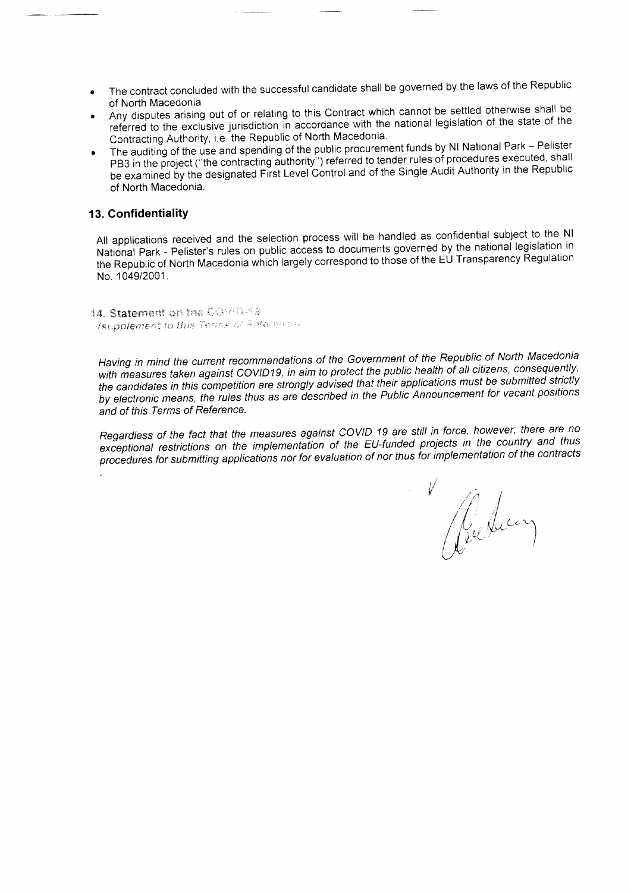- The contract concluded with the successful candidate shall be governed by the laws of the Republic of North Macedonia
- Any disputes arising out of or relating to this Contract which cannot be settled otherwise shall be referred to the exclusive jurisdiction in accordance with the national legislation of the state of the Contracting Authority, i.e. the Republic of North Macedonia.
- The auditing of the use and spending of the public procurement funds by NI National Park – Pelister PB3 in the project ("the contracting authority") referred to tender rules of procedures executed, shall be examined by the designated First Level Control and of the Single Audit Authority in the Republic of North Macedonia.

## 13. Confidentiality

All applications received and the selection process will be handled as confidential subject to the NI National Park - Pelister's rules on public access to documents governed by the national legislation in the Republic of North Macedonia which largely correspond to those of the EU Transparency Regulation No. 1049/2001.

## 14. Statement on the COVID-19

*(supplement to this Terms of Reference)*

*Having in mind the current recommendations of the Government of the Republic of North Macedonia with measures taken against COVID19, in aim to protect the public health of all citizens, consequently, the candidates in this competition are strongly advised that their applications must be submitted strictly by electronic means, the rules thus as are described in the Public Announcement for vacant positions and of this Terms of Reference.*

*Regardless of the fact that the measures against COVID 19 are still in force, however, there are no exceptional restrictions on the implementation of the EU-funded projects in the country and thus procedures for submitting applications nor for evaluation of nor thus for implementation of the contracts*

.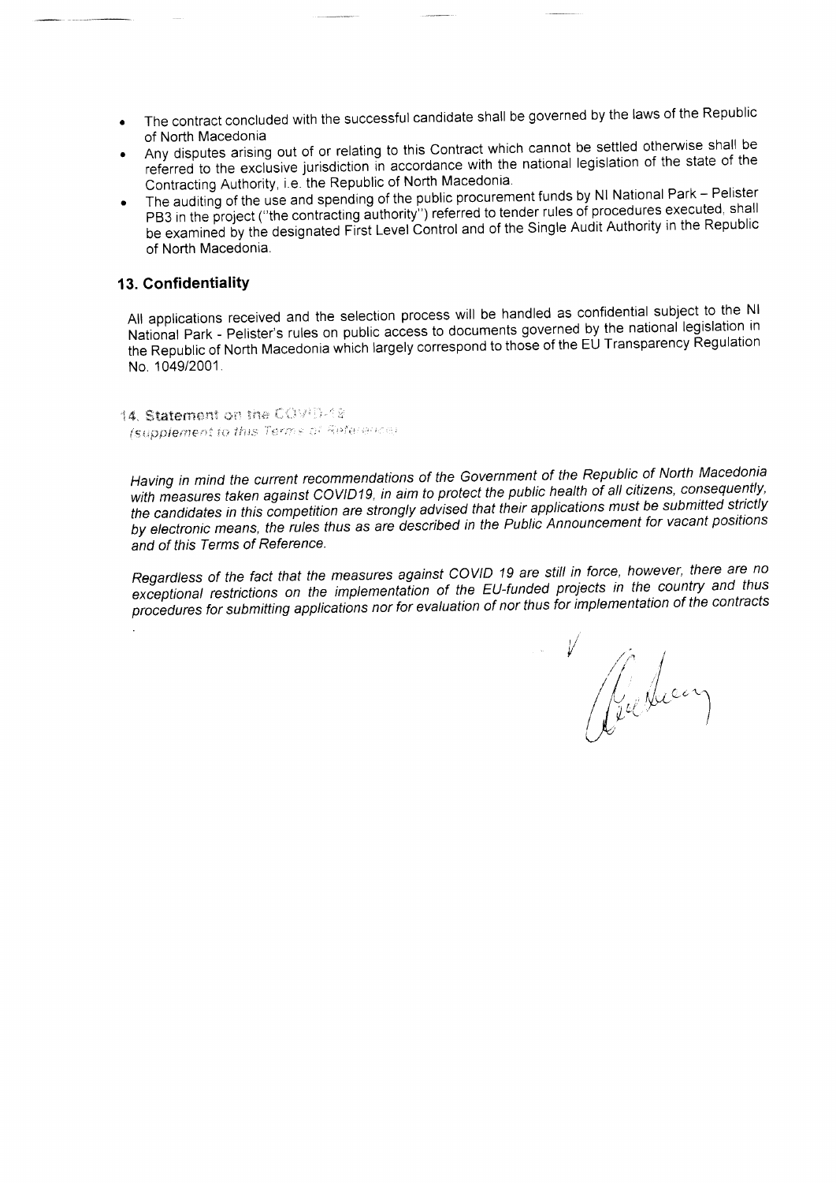- The contract concluded with the successful candidate shall be governed by the laws of the Republic of North Macedonia
- Any disputes arising out of or relating to this Contract which cannot be settled otherwise shall be referred to the exclusive jurisdiction in accordance with the national legislation of the state of the Contracting Authority, i.e. the Republic of North Macedonia.
- The auditing of the use and spending of the public procurement funds by NI National Park – Pelister PB3 in the project ("the contracting authority") referred to tender rules of procedures executed, shall be examined by the designated First Level Control and of the Single Audit Authority in the Republic of North Macedonia.

## 13. Confidentiality

All applications received and the selection process will be handled as confidential subject to the NI National Park - Pelister's rules on public access to documents governed by the national legislation in the Republic of North Macedonia which largely correspond to those of the EU Transparency Regulation No. 1049/2001.

## 14. Statement on the COVID-19

*(supplement to this Terms of Reference)*

*Having in mind the current recommendations of the Government of the Republic of North Macedonia with measures taken against COVID19, in aim to protect the public health of all citizens, consequently, the candidates in this competition are strongly advised that their applications must be submitted strictly by electronic means, the rules thus as are described in the Public Announcement for vacant positions and of this Terms of Reference.*

*Regardless of the fact that the measures against COVID 19 are still in force, however, there are no exceptional restrictions on the implementation of the EU-funded projects in the country and thus procedures for submitting applications nor for evaluation of nor thus for implementation of the contracts*

.